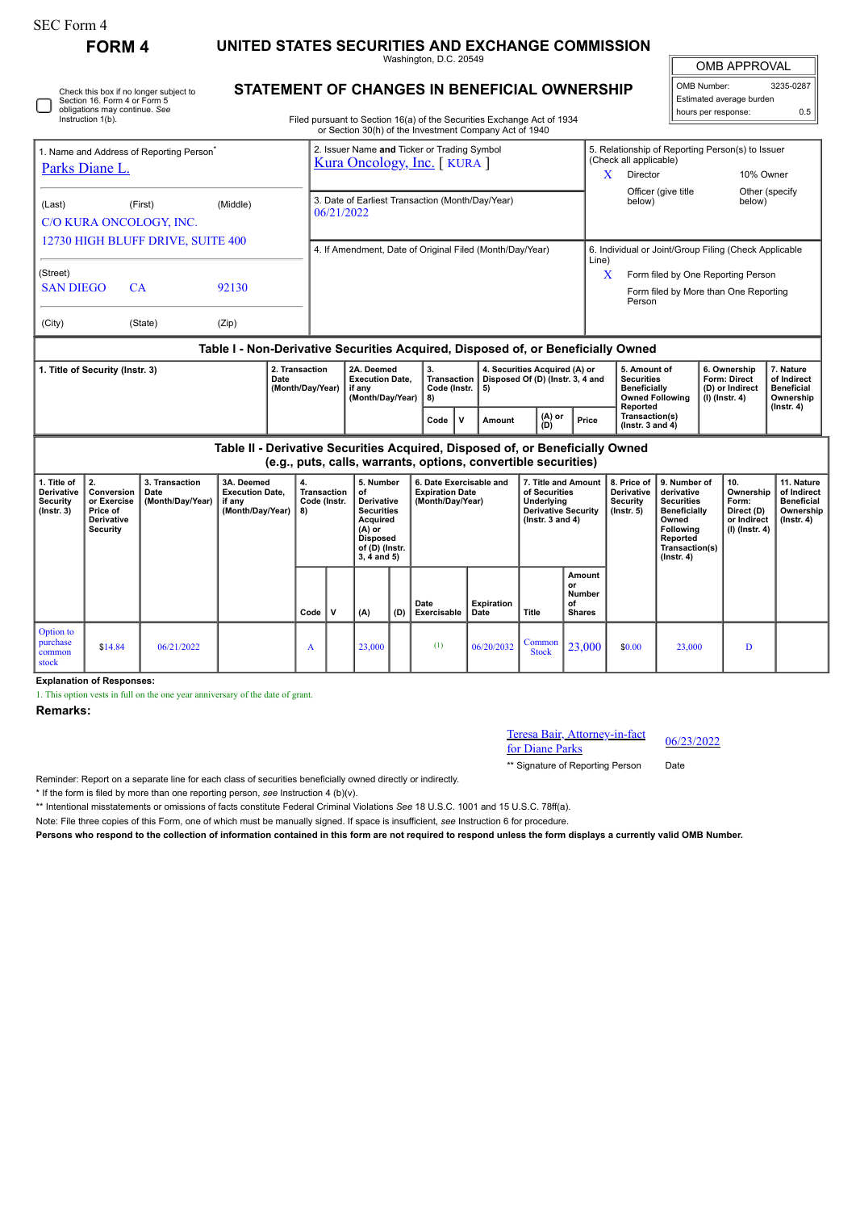SEC Form 4

**FORM 4**

# UNITED STATES SECURITIES AND EXCHANGE COMMISSION

Washington, D.C. 20549

## STATEMENT OF CHANGES IN BENEFICIAL OWNERSHIP

Filed pursuant to Section 16(a) of the Securities Exchange Act of 1934 or Section 30(h) of the Investment Company Act of 1940

| OMB APPROVAL | |
|---|---|
| OMB Number: | 3235-0287 |
| Estimated average burden | |
| hours per response: | 0.5 |

☐ Check this box if no longer subject to Section 16. Form 4 or Form 5 obligations may continue. *See* Instruction 1(b).

1. Name and Address of Reporting Person*
Parks Diane L.

(Last) (First) (Middle)
C/O KURA ONCOLOGY, INC.
12730 HIGH BLUFF DRIVE, SUITE 400

(Street)
SAN DIEGO CA 92130

(City) (State) (Zip)

2. Issuer Name **and** Ticker or Trading Symbol
Kura Oncology, Inc. [ KURA ]

3. Date of Earliest Transaction (Month/Day/Year)
06/21/2022

4. If Amendment, Date of Original Filed (Month/Day/Year)

5. Relationship of Reporting Person(s) to Issuer (Check all applicable)
X Director
10% Owner
Officer (give title below)
Other (specify below)

6. Individual or Joint/Group Filing (Check Applicable Line)
X Form filed by One Reporting Person
Form filed by More than One Reporting Person

### Table I - Non-Derivative Securities Acquired, Disposed of, or Beneficially Owned

| 1. Title of Security (Instr. 3) | 2. Transaction Date (Month/Day/Year) | 2A. Deemed Execution Date, if any (Month/Day/Year) | 3. Transaction Code (Instr. 8) | | 4. Securities Acquired (A) or Disposed Of (D) (Instr. 3, 4 and 5) | | | 5. Amount of Securities Beneficially Owned Following Reported Transaction(s) (Instr. 3 and 4) | 6. Ownership Form: Direct (D) or Indirect (I) (Instr. 4) | 7. Nature of Indirect Beneficial Ownership (Instr. 4) |
|---|---|---|---|---|---|---|---|---|---|---|
| | | | Code | V | Amount | (A) or (D) | Price | | | |

### Table II - Derivative Securities Acquired, Disposed of, or Beneficially Owned (e.g., puts, calls, warrants, options, convertible securities)

| 1. Title of Derivative Security (Instr. 3) | 2. Conversion or Exercise Price of Derivative Security | 3. Transaction Date (Month/Day/Year) | 3A. Deemed Execution Date, if any (Month/Day/Year) | 4. Transaction Code (Instr. 8) | | 5. Number of Derivative Securities Acquired (A) or Disposed of (D) (Instr. 3, 4 and 5) | | 6. Date Exercisable and Expiration Date (Month/Day/Year) | | 7. Title and Amount of Securities Underlying Derivative Security (Instr. 3 and 4) | | 8. Price of Derivative Security (Instr. 5) | 9. Number of derivative Securities Beneficially Owned Following Reported Transaction(s) (Instr. 4) | 10. Ownership Form: Direct (D) or Indirect (I) (Instr. 4) | 11. Nature of Indirect Beneficial Ownership (Instr. 4) |
|---|---|---|---|---|---|---|---|---|---|---|---|---|---|---|---|
| | | | | Code | V | (A) | (D) | Date Exercisable | Expiration Date | Title | Amount or Number of Shares | | | | |
| Option to purchase common stock | $14.84 | 06/21/2022 | | A | | 23,000 | | (1) | 06/20/2032 | Common Stock | 23,000 | $0.00 | 23,000 | D | |

**Explanation of Responses:**

1. This option vests in full on the one year anniversary of the date of grant.

**Remarks:**

Teresa Bair, Attorney-in-fact for Diane Parks — 06/23/2022

** Signature of Reporting Person — Date

Reminder: Report on a separate line for each class of securities beneficially owned directly or indirectly.

* If the form is filed by more than one reporting person, *see* Instruction 4 (b)(v).

** Intentional misstatements or omissions of facts constitute Federal Criminal Violations *See* 18 U.S.C. 1001 and 15 U.S.C. 78ff(a).

Note: File three copies of this Form, one of which must be manually signed. If space is insufficient, *see* Instruction 6 for procedure.

**Persons who respond to the collection of information contained in this form are not required to respond unless the form displays a currently valid OMB Number.**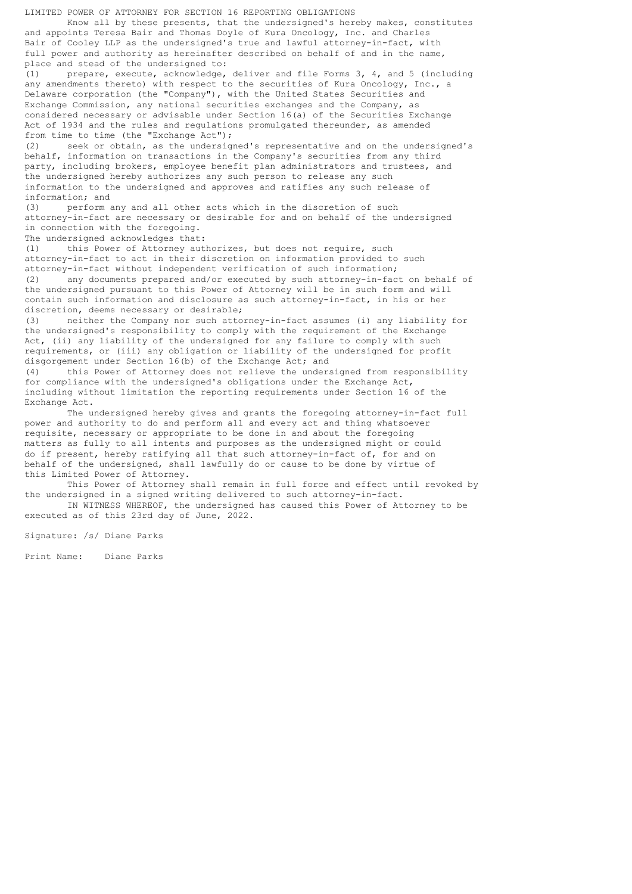# LIMITED POWER OF ATTORNEY FOR SECTION 16 REPORTING OBLIGATIONS

Know all by these presents, that the undersigned's hereby makes, constitutes and appoints Teresa Bair and Thomas Doyle of Kura Oncology, Inc. and Charles Bair of Cooley LLP as the undersigned's true and lawful attorney-in-fact, with full power and authority as hereinafter described on behalf of and in the name, place and stead of the undersigned to:

(1) prepare, execute, acknowledge, deliver and file Forms 3, 4, and 5 (including any amendments thereto) with respect to the securities of Kura Oncology, Inc., a Delaware corporation (the "Company"), with the United States Securities and Exchange Commission, any national securities exchanges and the Company, as considered necessary or advisable under Section 16(a) of the Securities Exchange Act of 1934 and the rules and regulations promulgated thereunder, as amended from time to time (the "Exchange Act");

(2) seek or obtain, as the undersigned's representative and on the undersigned's behalf, information on transactions in the Company's securities from any third party, including brokers, employee benefit plan administrators and trustees, and the undersigned hereby authorizes any such person to release any such information to the undersigned and approves and ratifies any such release of information; and

(3) perform any and all other acts which in the discretion of such attorney-in-fact are necessary or desirable for and on behalf of the undersigned in connection with the foregoing.

The undersigned acknowledges that:

(1) this Power of Attorney authorizes, but does not require, such attorney-in-fact to act in their discretion on information provided to such attorney-in-fact without independent verification of such information;

(2) any documents prepared and/or executed by such attorney-in-fact on behalf of the undersigned pursuant to this Power of Attorney will be in such form and will contain such information and disclosure as such attorney-in-fact, in his or her discretion, deems necessary or desirable;

(3) neither the Company nor such attorney-in-fact assumes (i) any liability for the undersigned's responsibility to comply with the requirement of the Exchange Act, (ii) any liability of the undersigned for any failure to comply with such requirements, or (iii) any obligation or liability of the undersigned for profit disgorgement under Section 16(b) of the Exchange Act; and

(4) this Power of Attorney does not relieve the undersigned from responsibility for compliance with the undersigned's obligations under the Exchange Act, including without limitation the reporting requirements under Section 16 of the Exchange Act.

The undersigned hereby gives and grants the foregoing attorney-in-fact full power and authority to do and perform all and every act and thing whatsoever requisite, necessary or appropriate to be done in and about the foregoing matters as fully to all intents and purposes as the undersigned might or could do if present, hereby ratifying all that such attorney-in-fact of, for and on behalf of the undersigned, shall lawfully do or cause to be done by virtue of this Limited Power of Attorney.

This Power of Attorney shall remain in full force and effect until revoked by the undersigned in a signed writing delivered to such attorney-in-fact.

IN WITNESS WHEREOF, the undersigned has caused this Power of Attorney to be executed as of this 23rd day of June, 2022.

Signature: /s/ Diane Parks

Print Name: Diane Parks